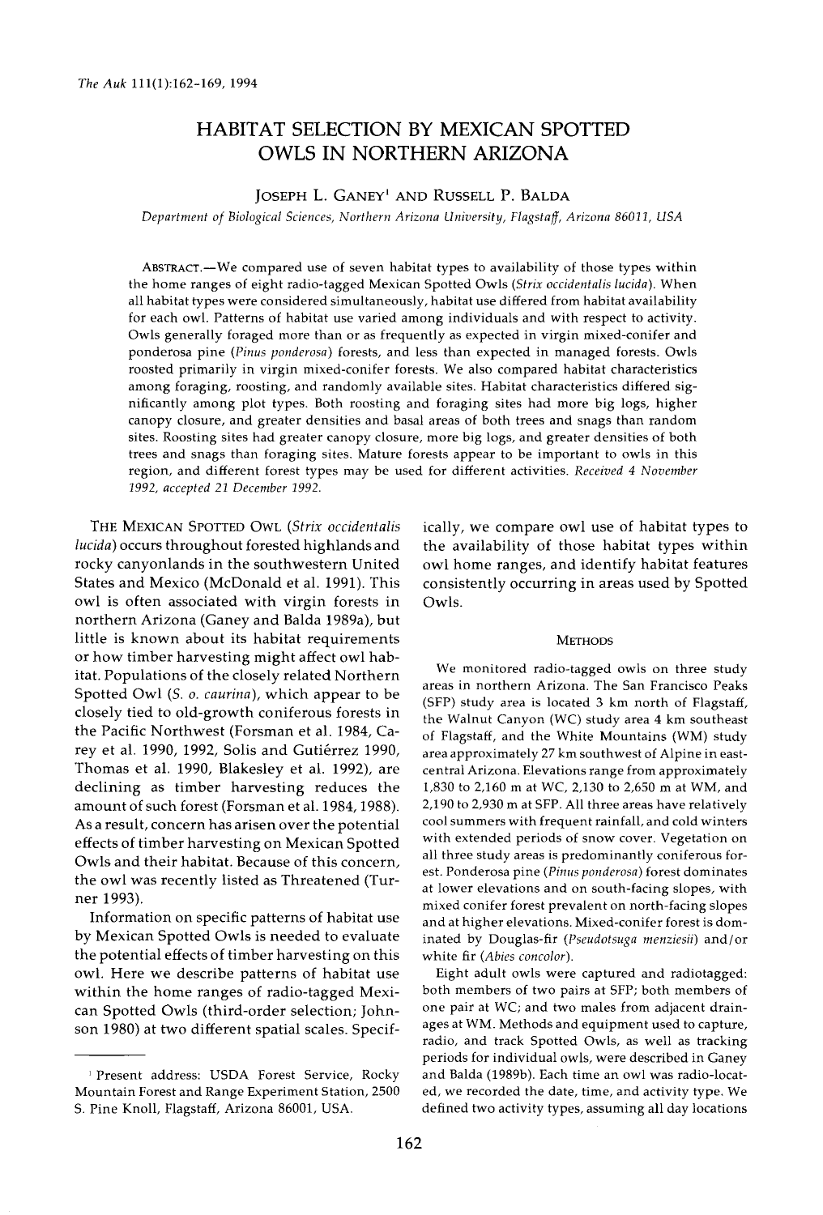# HABITAT SELECTION BY MEXICAN SPOTTED OWLS IN NORTHERN ARIZONA

JOSEPH L. GANEY[1] AND RUSSELL P. BALDA

*Department of Biological Sciences, Northern Arizona University, Flagstaff, Arizona 86011, USA*

ABSTRACT.—We compared use of seven habitat types to availability of those types within the home ranges of eight radio-tagged Mexican Spotted Owls (*Strix occidentalis lucida*). When all habitat types were considered simultaneously, habitat use differed from habitat availability for each owl. Patterns of habitat use varied among individuals and with respect to activity. Owls generally foraged more than or as frequently as expected in virgin mixed-conifer and ponderosa pine (*Pinus ponderosa*) forests, and less than expected in managed forests. Owls roosted primarily in virgin mixed-conifer forests. We also compared habitat characteristics among foraging, roosting, and randomly available sites. Habitat characteristics differed significantly among plot types. Both roosting and foraging sites had more big logs, higher canopy closure, and greater densities and basal areas of both trees and snags than random sites. Roosting sites had greater canopy closure, more big logs, and greater densities of both trees and snags than foraging sites. Mature forests appear to be important to owls in this region, and different forest types may be used for different activities. *Received 4 November 1992, accepted 21 December 1992.*

THE MEXICAN SPOTTED OWL (*Strix occidentalis lucida*) occurs throughout forested highlands and rocky canyonlands in the southwestern United States and Mexico (McDonald et al. 1991). This owl is often associated with virgin forests in northern Arizona (Ganey and Balda 1989a), but little is known about its habitat requirements or how timber harvesting might affect owl habitat. Populations of the closely related Northern Spotted Owl (*S. o. caurina*), which appear to be closely tied to old-growth coniferous forests in the Pacific Northwest (Forsman et al. 1984, Carey et al. 1990, 1992, Solis and Gutiérrez 1990, Thomas et al. 1990, Blakesley et al. 1992), are declining as timber harvesting reduces the amount of such forest (Forsman et al. 1984, 1988). As a result, concern has arisen over the potential effects of timber harvesting on Mexican Spotted Owls and their habitat. Because of this concern, the owl was recently listed as Threatened (Turner 1993).

Information on specific patterns of habitat use by Mexican Spotted Owls is needed to evaluate the potential effects of timber harvesting on this owl. Here we describe patterns of habitat use within the home ranges of radio-tagged Mexican Spotted Owls (third-order selection; Johnson 1980) at two different spatial scales. Specifically, we compare owl use of habitat types to the availability of those habitat types within owl home ranges, and identify habitat features consistently occurring in areas used by Spotted Owls.

## METHODS

We monitored radio-tagged owls on three study areas in northern Arizona. The San Francisco Peaks (SFP) study area is located 3 km north of Flagstaff, the Walnut Canyon (WC) study area 4 km southeast of Flagstaff, and the White Mountains (WM) study area approximately 27 km southwest of Alpine in east-central Arizona. Elevations range from approximately 1,830 to 2,160 m at WC, 2,130 to 2,650 m at WM, and 2,190 to 2,930 m at SFP. All three areas have relatively cool summers with frequent rainfall, and cold winters with extended periods of snow cover. Vegetation on all three study areas is predominantly coniferous forest. Ponderosa pine (*Pinus ponderosa*) forest dominates at lower elevations and on south-facing slopes, with mixed conifer forest prevalent on north-facing slopes and at higher elevations. Mixed-conifer forest is dominated by Douglas-fir (*Pseudotsuga menziesii*) and/or white fir (*Abies concolor*).

Eight adult owls were captured and radiotagged: both members of two pairs at SFP; both members of one pair at WC; and two males from adjacent drainages at WM. Methods and equipment used to capture, radio, and track Spotted Owls, as well as tracking periods for individual owls, were described in Ganey and Balda (1989b). Each time an owl was radio-located, we recorded the date, time, and activity type. We defined two activity types, assuming all day locations

[1] Present address: USDA Forest Service, Rocky Mountain Forest and Range Experiment Station, 2500 S. Pine Knoll, Flagstaff, Arizona 86001, USA.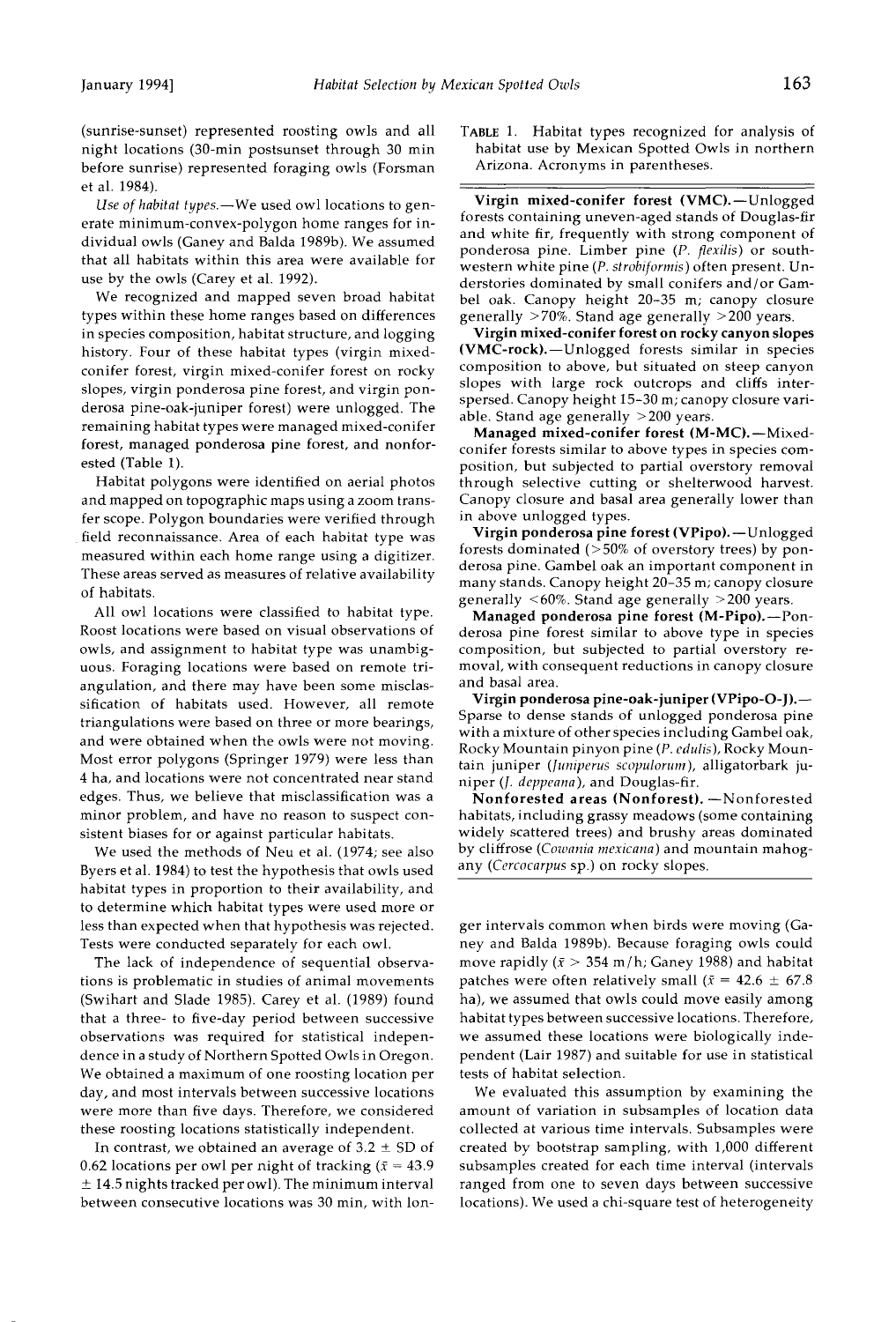(sunrise-sunset) represented roosting owls and all night locations (30-min postsunset through 30 min before sunrise) represented foraging owls (Forsman et al. 1984).

*Use of habitat types.*—We used owl locations to generate minimum-convex-polygon home ranges for individual owls (Ganey and Balda 1989b). We assumed that all habitats within this area were available for use by the owls (Carey et al. 1992).

We recognized and mapped seven broad habitat types within these home ranges based on differences in species composition, habitat structure, and logging history. Four of these habitat types (virgin mixed-conifer forest, virgin mixed-conifer forest on rocky slopes, virgin ponderosa pine forest, and virgin ponderosa pine-oak-juniper forest) were unlogged. The remaining habitat types were managed mixed-conifer forest, managed ponderosa pine forest, and nonforested (Table 1).

Habitat polygons were identified on aerial photos and mapped on topographic maps using a zoom transfer scope. Polygon boundaries were verified through field reconnaissance. Area of each habitat type was measured within each home range using a digitizer. These areas served as measures of relative availability of habitats.

All owl locations were classified to habitat type. Roost locations were based on visual observations of owls, and assignment to habitat type was unambiguous. Foraging locations were based on remote triangulation, and there may have been some misclassification of habitats used. However, all remote triangulations were based on three or more bearings, and were obtained when the owls were not moving. Most error polygons (Springer 1979) were less than 4 ha, and locations were not concentrated near stand edges. Thus, we believe that misclassification was a minor problem, and have no reason to suspect consistent biases for or against particular habitats.

We used the methods of Neu et al. (1974; see also Byers et al. 1984) to test the hypothesis that owls used habitat types in proportion to their availability, and to determine which habitat types were used more or less than expected when that hypothesis was rejected. Tests were conducted separately for each owl.

The lack of independence of sequential observations is problematic in studies of animal movements (Swihart and Slade 1985). Carey et al. (1989) found that a three- to five-day period between successive observations was required for statistical independence in a study of Northern Spotted Owls in Oregon. We obtained a maximum of one roosting location per day, and most intervals between successive locations were more than five days. Therefore, we considered these roosting locations statistically independent.

In contrast, we obtained an average of 3.2 ± SD of 0.62 locations per owl per night of tracking ($\bar{x}$ = 43.9 ± 14.5 nights tracked per owl). The minimum interval between consecutive locations was 30 min, with longer intervals common when birds were moving (Ganey and Balda 1989b). Because foraging owls could move rapidly ($\bar{x}$ > 354 m/h; Ganey 1988) and habitat patches were often relatively small ($\bar{x}$ = 42.6 ± 67.8 ha), we assumed that owls could move easily among habitat types between successive locations. Therefore, we assumed these locations were biologically independent (Lair 1987) and suitable for use in statistical tests of habitat selection.

We evaluated this assumption by examining the amount of variation in subsamples of location data collected at various time intervals. Subsamples were created by bootstrap sampling, with 1,000 different subsamples created for each time interval (intervals ranged from one to seven days between successive locations). We used a chi-square test of heterogeneity

TABLE 1. Habitat types recognized for analysis of habitat use by Mexican Spotted Owls in northern Arizona. Acronyms in parentheses.

**Virgin mixed-conifer forest (VMC).**—Unlogged forests containing uneven-aged stands of Douglas-fir and white fir, frequently with strong component of ponderosa pine. Limber pine (*P. flexilis*) or southwestern white pine (*P. strobiformis*) often present. Understories dominated by small conifers and/or Gambel oak. Canopy height 20–35 m; canopy closure generally >70%. Stand age generally >200 years.

**Virgin mixed-conifer forest on rocky canyon slopes (VMC-rock).**—Unlogged forests similar in species composition to above, but situated on steep canyon slopes with large rock outcrops and cliffs interspersed. Canopy height 15–30 m; canopy closure variable. Stand age generally >200 years.

**Managed mixed-conifer forest (M-MC).**—Mixed-conifer forests similar to above types in species composition, but subjected to partial overstory removal through selective cutting or shelterwood harvest. Canopy closure and basal area generally lower than in above unlogged types.

**Virgin ponderosa pine forest (VPipo).**—Unlogged forests dominated (>50% of overstory trees) by ponderosa pine. Gambel oak an important component in many stands. Canopy height 20–35 m; canopy closure generally <60%. Stand age generally >200 years.

**Managed ponderosa pine forest (M-Pipo).**—Ponderosa pine forest similar to above type in species composition, but subjected to partial overstory removal, with consequent reductions in canopy closure and basal area.

**Virgin ponderosa pine-oak-juniper (VPipo-O-J).**—Sparse to dense stands of unlogged ponderosa pine with a mixture of other species including Gambel oak, Rocky Mountain pinyon pine (*P. edulis*), Rocky Mountain juniper (*Juniperus scopulorum*), alligatorbark juniper (*J. deppeana*), and Douglas-fir.

**Nonforested areas (Nonforest).**—Nonforested habitats, including grassy meadows (some containing widely scattered trees) and brushy areas dominated by cliffrose (*Cowania mexicana*) and mountain mahogany (*Cercocarpus* sp.) on rocky slopes.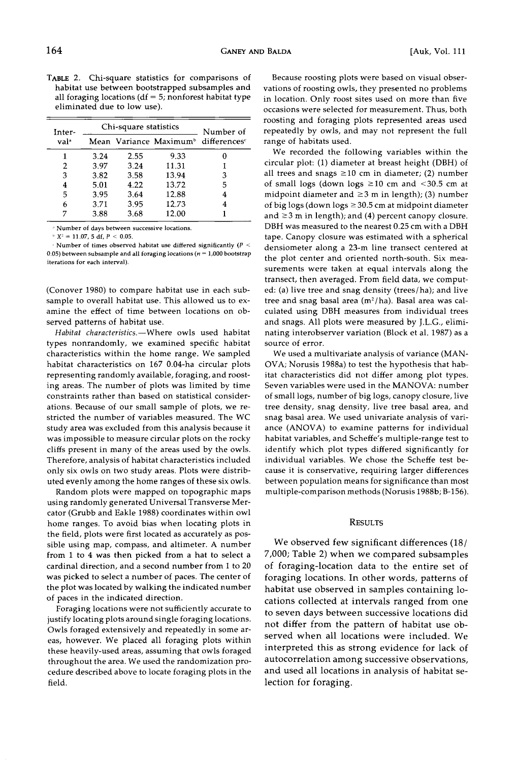TABLE 2. Chi-square statistics for comparisons of habitat use between bootstrapped subsamples and all foraging locations (df = 5; nonforest habitat type eliminated due to low use).

| Interval[a] | Chi-square statistics | | | Number of differences[c] |
|---|---|---|---|---|
| | Mean | Variance | Maximum[b] | |
| 1 | 3.24 | 2.55 | 9.33 | 0 |
| 2 | 3.97 | 3.24 | 11.31 | 1 |
| 3 | 3.82 | 3.58 | 13.94 | 3 |
| 4 | 5.01 | 4.22 | 13.72 | 5 |
| 5 | 3.95 | 3.64 | 12.88 | 4 |
| 6 | 3.71 | 3.95 | 12.73 | 4 |
| 7 | 3.88 | 3.68 | 12.00 | 1 |

[a] Number of days between successive locations.

[b] $X^2 = 11.07$, 5 df, $P < 0.05$.

[c] Number of times observed habitat use differed significantly ($P < 0.05$) between subsample and all foraging locations ($n = 1{,}000$ bootstrap iterations for each interval).

(Conover 1980) to compare habitat use in each subsample to overall habitat use. This allowed us to examine the effect of time between locations on observed patterns of habitat use.

*Habitat characteristics.*—Where owls used habitat types nonrandomly, we examined specific habitat characteristics within the home range. We sampled habitat characteristics on 167 0.04-ha circular plots representing randomly available, foraging, and roosting areas. The number of plots was limited by time constraints rather than based on statistical considerations. Because of our small sample of plots, we restricted the number of variables measured. The WC study area was excluded from this analysis because it was impossible to measure circular plots on the rocky cliffs present in many of the areas used by the owls. Therefore, analysis of habitat characteristics included only six owls on two study areas. Plots were distributed evenly among the home ranges of these six owls.

Random plots were mapped on topographic maps using randomly generated Universal Transverse Mercator (Grubb and Eakle 1988) coordinates within owl home ranges. To avoid bias when locating plots in the field, plots were first located as accurately as possible using map, compass, and altimeter. A number from 1 to 4 was then picked from a hat to select a cardinal direction, and a second number from 1 to 20 was picked to select a number of paces. The center of the plot was located by walking the indicated number of paces in the indicated direction.

Foraging locations were not sufficiently accurate to justify locating plots around single foraging locations. Owls foraged extensively and repeatedly in some areas, however. We placed all foraging plots within these heavily-used areas, assuming that owls foraged throughout the area. We used the randomization procedure described above to locate foraging plots in the field.

Because roosting plots were based on visual observations of roosting owls, they presented no problems in location. Only roost sites used on more than five occasions were selected for measurement. Thus, both roosting and foraging plots represented areas used repeatedly by owls, and may not represent the full range of habitats used.

We recorded the following variables within the circular plot: (1) diameter at breast height (DBH) of all trees and snags ≥10 cm in diameter; (2) number of small logs (down logs ≥10 cm and <30.5 cm at midpoint diameter and ≥3 m in length); (3) number of big logs (down logs ≥30.5 cm at midpoint diameter and ≥3 m in length); and (4) percent canopy closure. DBH was measured to the nearest 0.25 cm with a DBH tape. Canopy closure was estimated with a spherical densiometer along a 23-m line transect centered at the plot center and oriented north-south. Six measurements were taken at equal intervals along the transect, then averaged. From field data, we computed: (a) live tree and snag density (trees/ha); and live tree and snag basal area ($m^2$/ha). Basal area was calculated using DBH measures from individual trees and snags. All plots were measured by J.L.G., eliminating interobserver variation (Block et al. 1987) as a source of error.

We used a multivariate analysis of variance (MANOVA; Norusis 1988a) to test the hypothesis that habitat characteristics did not differ among plot types. Seven variables were used in the MANOVA: number of small logs, number of big logs, canopy closure, live tree density, snag density, live tree basal area, and snag basal area. We used univariate analysis of variance (ANOVA) to examine patterns for individual habitat variables, and Scheffe's multiple-range test to identify which plot types differed significantly for individual variables. We chose the Scheffe test because it is conservative, requiring larger differences between population means for significance than most multiple-comparison methods (Norusis 1988b; B-156).

## RESULTS

We observed few significant differences (18/7,000; Table 2) when we compared subsamples of foraging-location data to the entire set of foraging locations. In other words, patterns of habitat use observed in samples containing locations collected at intervals ranged from one to seven days between successive locations did not differ from the pattern of habitat use observed when all locations were included. We interpreted this as strong evidence for lack of autocorrelation among successive observations, and used all locations in analysis of habitat selection for foraging.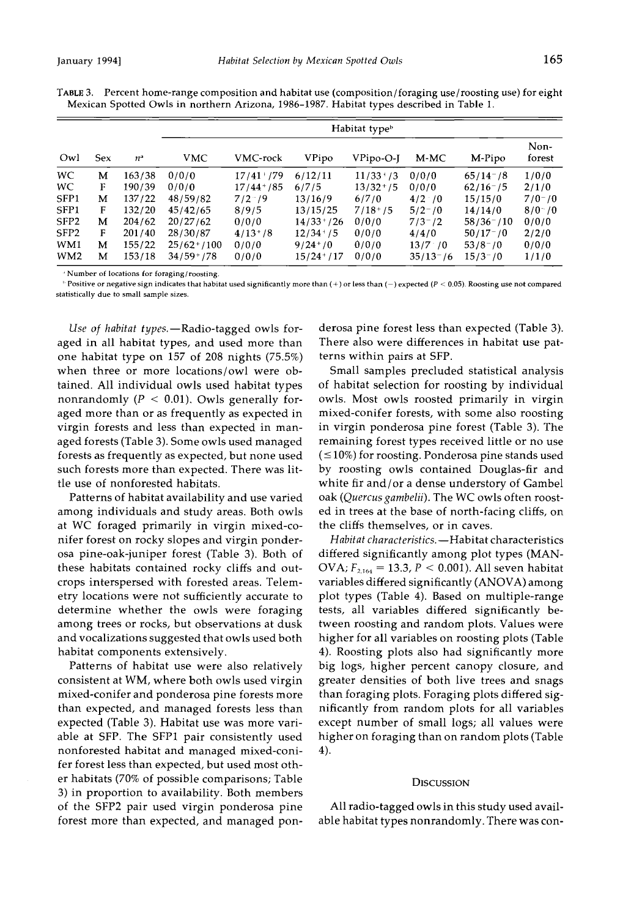TABLE 3. Percent home-range composition and habitat use (composition/foraging use/roosting use) for eight Mexican Spotted Owls in northern Arizona, 1986-1987. Habitat types described in Table 1.

| Owl | Sex | $n$[a] | Habitat type[b] | | | | | | |
|---|---|---|---|---|---|---|---|---|---|
| | | | VMC | VMC-rock | VPipo | VPipo-O-J | M-MC | M-Pipo | Non-forest |
| WC | M | 163/38 | 0/0/0 | 17/41+/79 | 6/12/11 | 11/33+/3 | 0/0/0 | 65/14−/8 | 1/0/0 |
| WC | F | 190/39 | 0/0/0 | 17/44+/85 | 6/7/5 | 13/32+/5 | 0/0/0 | 62/16−/5 | 2/1/0 |
| SFP1 | M | 137/22 | 48/59/82 | 7/2−/9 | 13/16/9 | 6/7/0 | 4/2−/0 | 15/15/0 | 7/0−/0 |
| SFP1 | F | 132/20 | 45/42/65 | 8/9/5 | 13/15/25 | 7/18+/5 | 5/2−/0 | 14/14/0 | 8/0−/0 |
| SFP2 | M | 204/62 | 20/27/62 | 0/0/0 | 14/33+/26 | 0/0/0 | 7/3−/2 | 58/36−/10 | 0/0/0 |
| SFP2 | F | 201/40 | 28/30/87 | 4/13+/8 | 12/34+/5 | 0/0/0 | 4/4/0 | 50/17−/0 | 2/2/0 |
| WM1 | M | 155/22 | 25/62+/100 | 0/0/0 | 9/24+/0 | 0/0/0 | 13/7−/0 | 53/8−/0 | 0/0/0 |
| WM2 | M | 153/18 | 34/59+/78 | 0/0/0 | 15/24+/17 | 0/0/0 | 35/13−/6 | 15/3−/0 | 1/1/0 |

[a] Number of locations for foraging/roosting.

[b] Positive or negative sign indicates that habitat used significantly more than (+) or less than (−) expected ($P < 0.05$). Roosting use not compared statistically due to small sample sizes.

*Use of habitat types.*—Radio-tagged owls foraged in all habitat types, and used more than one habitat type on 157 of 208 nights (75.5%) when three or more locations/owl were obtained. All individual owls used habitat types nonrandomly ($P < 0.01$). Owls generally foraged more than or as frequently as expected in virgin forests and less than expected in managed forests (Table 3). Some owls used managed forests as frequently as expected, but none used such forests more than expected. There was little use of nonforested habitats.

Patterns of habitat availability and use varied among individuals and study areas. Both owls at WC foraged primarily in virgin mixed-conifer forest on rocky slopes and virgin ponderosa pine-oak-juniper forest (Table 3). Both of these habitats contained rocky cliffs and outcrops interspersed with forested areas. Telemetry locations were not sufficiently accurate to determine whether the owls were foraging among trees or rocks, but observations at dusk and vocalizations suggested that owls used both habitat components extensively.

Patterns of habitat use were also relatively consistent at WM, where both owls used virgin mixed-conifer and ponderosa pine forests more than expected, and managed forests less than expected (Table 3). Habitat use was more variable at SFP. The SFP1 pair consistently used nonforested habitat and managed mixed-conifer forest less than expected, but used most other habitats (70% of possible comparisons; Table 3) in proportion to availability. Both members of the SFP2 pair used virgin ponderosa pine forest more than expected, and managed ponderosa pine forest less than expected (Table 3). There also were differences in habitat use patterns within pairs at SFP.

Small samples precluded statistical analysis of habitat selection for roosting by individual owls. Most owls roosted primarily in virgin mixed-conifer forests, with some also roosting in virgin ponderosa pine forest (Table 3). The remaining forest types received little or no use (≤10%) for roosting. Ponderosa pine stands used by roosting owls contained Douglas-fir and white fir and/or a dense understory of Gambel oak (*Quercus gambelii*). The WC owls often roosted in trees at the base of north-facing cliffs, on the cliffs themselves, or in caves.

*Habitat characteristics.*—Habitat characteristics differed significantly among plot types (MANOVA; $F_{2,164} = 13.3$, $P < 0.001$). All seven habitat variables differed significantly (ANOVA) among plot types (Table 4). Based on multiple-range tests, all variables differed significantly between roosting and random plots. Values were higher for all variables on roosting plots (Table 4). Roosting plots also had significantly more big logs, higher percent canopy closure, and greater densities of both live trees and snags than foraging plots. Foraging plots differed significantly from random plots for all variables except number of small logs; all values were higher on foraging than on random plots (Table 4).

## DISCUSSION

All radio-tagged owls in this study used available habitat types nonrandomly. There was con-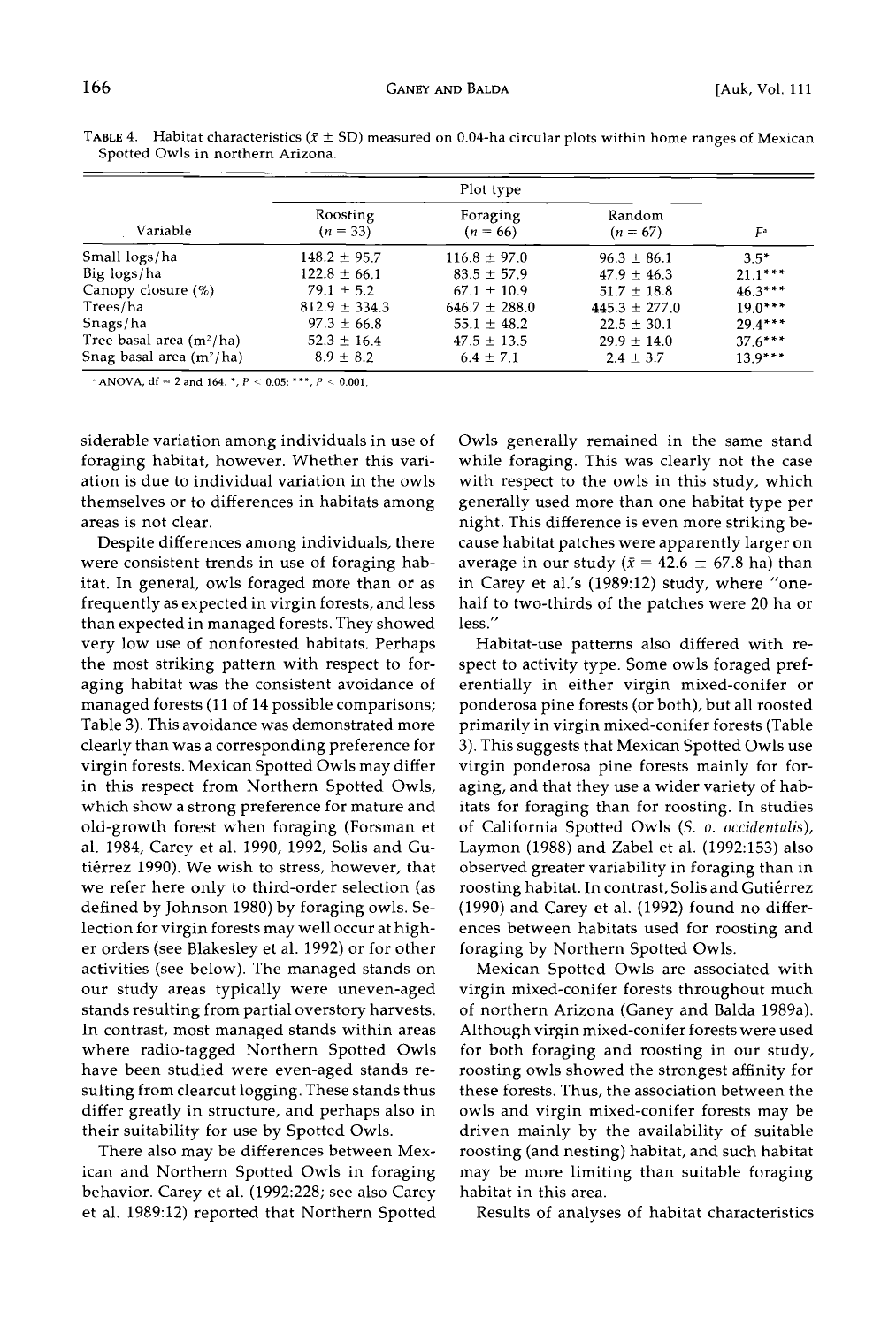TABLE 4. Habitat characteristics ($\bar{x} \pm$ SD) measured on 0.04-ha circular plots within home ranges of Mexican Spotted Owls in northern Arizona.

| Variable | Plot type | | | $F$[a] |
|---|---|---|---|---|
| | Roosting ($n = 33$) | Foraging ($n = 66$) | Random ($n = 67$) | |
| Small logs/ha | 148.2 ± 95.7 | 116.8 ± 97.0 | 96.3 ± 86.1 | 3.5* |
| Big logs/ha | 122.8 ± 66.1 | 83.5 ± 57.9 | 47.9 ± 46.3 | 21.1*** |
| Canopy closure (%) | 79.1 ± 5.2 | 67.1 ± 10.9 | 51.7 ± 18.8 | 46.3*** |
| Trees/ha | 812.9 ± 334.3 | 646.7 ± 288.0 | 445.3 ± 277.0 | 19.0*** |
| Snags/ha | 97.3 ± 66.8 | 55.1 ± 48.2 | 22.5 ± 30.1 | 29.4*** |
| Tree basal area ($m^2$/ha) | 52.3 ± 16.4 | 47.5 ± 13.5 | 29.9 ± 14.0 | 37.6*** |
| Snag basal area ($m^2$/ha) | 8.9 ± 8.2 | 6.4 ± 7.1 | 2.4 ± 3.7 | 13.9*** |

[a] ANOVA, df = 2 and 164. *, $P < 0.05$; ***, $P < 0.001$.

siderable variation among individuals in use of foraging habitat, however. Whether this variation is due to individual variation in the owls themselves or to differences in habitats among areas is not clear.

Despite differences among individuals, there were consistent trends in use of foraging habitat. In general, owls foraged more than or as frequently as expected in virgin forests, and less than expected in managed forests. They showed very low use of nonforested habitats. Perhaps the most striking pattern with respect to foraging habitat was the consistent avoidance of managed forests (11 of 14 possible comparisons; Table 3). This avoidance was demonstrated more clearly than was a corresponding preference for virgin forests. Mexican Spotted Owls may differ in this respect from Northern Spotted Owls, which show a strong preference for mature and old-growth forest when foraging (Forsman et al. 1984, Carey et al. 1990, 1992, Solis and Gutiérrez 1990). We wish to stress, however, that we refer here only to third-order selection (as defined by Johnson 1980) by foraging owls. Selection for virgin forests may well occur at higher orders (see Blakesley et al. 1992) or for other activities (see below). The managed stands on our study areas typically were uneven-aged stands resulting from partial overstory harvests. In contrast, most managed stands within areas where radio-tagged Northern Spotted Owls have been studied were even-aged stands resulting from clearcut logging. These stands thus differ greatly in structure, and perhaps also in their suitability for use by Spotted Owls.

There also may be differences between Mexican and Northern Spotted Owls in foraging behavior. Carey et al. (1992:228; see also Carey et al. 1989:12) reported that Northern Spotted Owls generally remained in the same stand while foraging. This was clearly not the case with respect to the owls in this study, which generally used more than one habitat type per night. This difference is even more striking because habitat patches were apparently larger on average in our study ($\bar{x} = 42.6 \pm 67.8$ ha) than in Carey et al.'s (1989:12) study, where "one-half to two-thirds of the patches were 20 ha or less."

Habitat-use patterns also differed with respect to activity type. Some owls foraged preferentially in either virgin mixed-conifer or ponderosa pine forests (or both), but all roosted primarily in virgin mixed-conifer forests (Table 3). This suggests that Mexican Spotted Owls use virgin ponderosa pine forests mainly for foraging, and that they use a wider variety of habitats for foraging than for roosting. In studies of California Spotted Owls (*S. o. occidentalis*), Laymon (1988) and Zabel et al. (1992:153) also observed greater variability in foraging than in roosting habitat. In contrast, Solis and Gutiérrez (1990) and Carey et al. (1992) found no differences between habitats used for roosting and foraging by Northern Spotted Owls.

Mexican Spotted Owls are associated with virgin mixed-conifer forests throughout much of northern Arizona (Ganey and Balda 1989a). Although virgin mixed-conifer forests were used for both foraging and roosting in our study, roosting owls showed the strongest affinity for these forests. Thus, the association between the owls and virgin mixed-conifer forests may be driven mainly by the availability of suitable roosting (and nesting) habitat, and such habitat may be more limiting than suitable foraging habitat in this area.

Results of analyses of habitat characteristics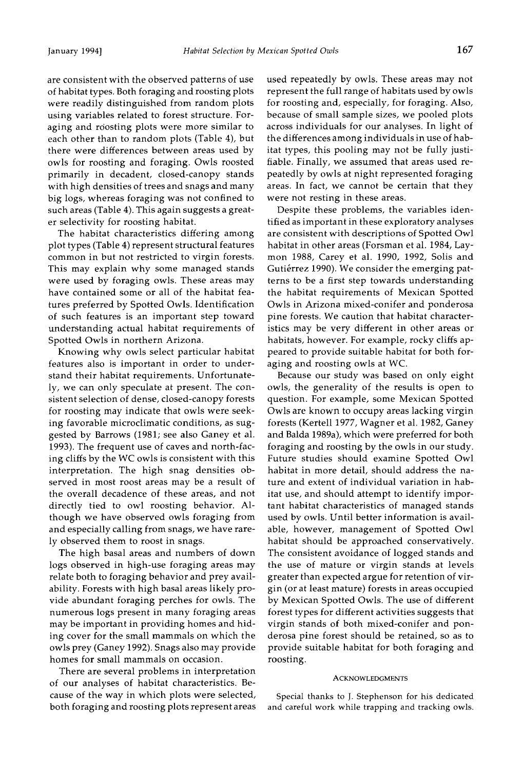are consistent with the observed patterns of use of habitat types. Both foraging and roosting plots were readily distinguished from random plots using variables related to forest structure. Foraging and roosting plots were more similar to each other than to random plots (Table 4), but there were differences between areas used by owls for roosting and foraging. Owls roosted primarily in decadent, closed-canopy stands with high densities of trees and snags and many big logs, whereas foraging was not confined to such areas (Table 4). This again suggests a greater selectivity for roosting habitat.

The habitat characteristics differing among plot types (Table 4) represent structural features common in but not restricted to virgin forests. This may explain why some managed stands were used by foraging owls. These areas may have contained some or all of the habitat features preferred by Spotted Owls. Identification of such features is an important step toward understanding actual habitat requirements of Spotted Owls in northern Arizona.

Knowing why owls select particular habitat features also is important in order to understand their habitat requirements. Unfortunately, we can only speculate at present. The consistent selection of dense, closed-canopy forests for roosting may indicate that owls were seeking favorable microclimatic conditions, as suggested by Barrows (1981; see also Ganey et al. 1993). The frequent use of caves and north-facing cliffs by the WC owls is consistent with this interpretation. The high snag densities observed in most roost areas may be a result of the overall decadence of these areas, and not directly tied to owl roosting behavior. Although we have observed owls foraging from and especially calling from snags, we have rarely observed them to roost in snags.

The high basal areas and numbers of down logs observed in high-use foraging areas may relate both to foraging behavior and prey availability. Forests with high basal areas likely provide abundant foraging perches for owls. The numerous logs present in many foraging areas may be important in providing homes and hiding cover for the small mammals on which the owls prey (Ganey 1992). Snags also may provide homes for small mammals on occasion.

There are several problems in interpretation of our analyses of habitat characteristics. Because of the way in which plots were selected, both foraging and roosting plots represent areas used repeatedly by owls. These areas may not represent the full range of habitats used by owls for roosting and, especially, for foraging. Also, because of small sample sizes, we pooled plots across individuals for our analyses. In light of the differences among individuals in use of habitat types, this pooling may not be fully justifiable. Finally, we assumed that areas used repeatedly by owls at night represented foraging areas. In fact, we cannot be certain that they were not resting in these areas.

Despite these problems, the variables identified as important in these exploratory analyses are consistent with descriptions of Spotted Owl habitat in other areas (Forsman et al. 1984, Laymon 1988, Carey et al. 1990, 1992, Solis and Gutiérrez 1990). We consider the emerging patterns to be a first step towards understanding the habitat requirements of Mexican Spotted Owls in Arizona mixed-conifer and ponderosa pine forests. We caution that habitat characteristics may be very different in other areas or habitats, however. For example, rocky cliffs appeared to provide suitable habitat for both foraging and roosting owls at WC.

Because our study was based on only eight owls, the generality of the results is open to question. For example, some Mexican Spotted Owls are known to occupy areas lacking virgin forests (Kertell 1977, Wagner et al. 1982, Ganey and Balda 1989a), which were preferred for both foraging and roosting by the owls in our study. Future studies should examine Spotted Owl habitat in more detail, should address the nature and extent of individual variation in habitat use, and should attempt to identify important habitat characteristics of managed stands used by owls. Until better information is available, however, management of Spotted Owl habitat should be approached conservatively. The consistent avoidance of logged stands and the use of mature or virgin stands at levels greater than expected argue for retention of virgin (or at least mature) forests in areas occupied by Mexican Spotted Owls. The use of different forest types for different activities suggests that virgin stands of both mixed-conifer and ponderosa pine forest should be retained, so as to provide suitable habitat for both foraging and roosting.

## Acknowledgments

Special thanks to J. Stephenson for his dedicated and careful work while trapping and tracking owls.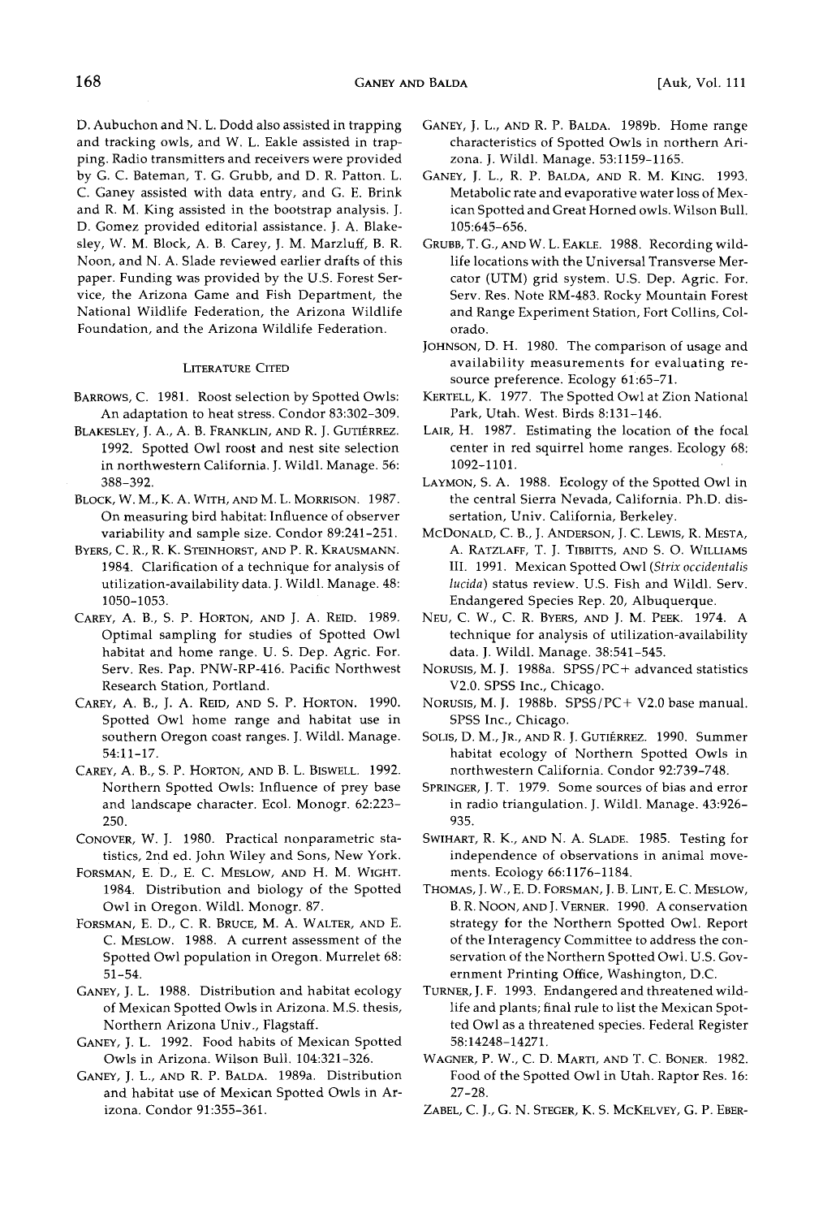D. Aubuchon and N. L. Dodd also assisted in trapping and tracking owls, and W. L. Eakle assisted in trapping. Radio transmitters and receivers were provided by G. C. Bateman, T. G. Grubb, and D. R. Patton. L. C. Ganey assisted with data entry, and G. E. Brink and R. M. King assisted in the bootstrap analysis. J. D. Gomez provided editorial assistance. J. A. Blakesley, W. M. Block, A. B. Carey, J. M. Marzluff, B. R. Noon, and N. A. Slade reviewed earlier drafts of this paper. Funding was provided by the U.S. Forest Service, the Arizona Game and Fish Department, the National Wildlife Federation, the Arizona Wildlife Foundation, and the Arizona Wildlife Federation.

## Literature Cited

Barrows, C. 1981. Roost selection by Spotted Owls: An adaptation to heat stress. Condor 83:302–309.

Blakesley, J. A., A. B. Franklin, and R. J. Gutiérrez. 1992. Spotted Owl roost and nest site selection in northwestern California. J. Wildl. Manage. 56: 388–392.

Block, W. M., K. A. With, and M. L. Morrison. 1987. On measuring bird habitat: Influence of observer variability and sample size. Condor 89:241–251.

Byers, C. R., R. K. Steinhorst, and P. R. Krausmann. 1984. Clarification of a technique for analysis of utilization-availability data. J. Wildl. Manage. 48: 1050–1053.

Carey, A. B., S. P. Horton, and J. A. Reid. 1989. Optimal sampling for studies of Spotted Owl habitat and home range. U. S. Dep. Agric. For. Serv. Res. Pap. PNW-RP-416. Pacific Northwest Research Station, Portland.

Carey, A. B., J. A. Reid, and S. P. Horton. 1990. Spotted Owl home range and habitat use in southern Oregon coast ranges. J. Wildl. Manage. 54:11–17.

Carey, A. B., S. P. Horton, and B. L. Biswell. 1992. Northern Spotted Owls: Influence of prey base and landscape character. Ecol. Monogr. 62:223–250.

Conover, W. J. 1980. Practical nonparametric statistics, 2nd ed. John Wiley and Sons, New York.

Forsman, E. D., E. C. Meslow, and H. M. Wight. 1984. Distribution and biology of the Spotted Owl in Oregon. Wildl. Monogr. 87.

Forsman, E. D., C. R. Bruce, M. A. Walter, and E. C. Meslow. 1988. A current assessment of the Spotted Owl population in Oregon. Murrelet 68: 51–54.

Ganey, J. L. 1988. Distribution and habitat ecology of Mexican Spotted Owls in Arizona. M.S. thesis, Northern Arizona Univ., Flagstaff.

Ganey, J. L. 1992. Food habits of Mexican Spotted Owls in Arizona. Wilson Bull. 104:321–326.

Ganey, J. L., and R. P. Balda. 1989a. Distribution and habitat use of Mexican Spotted Owls in Arizona. Condor 91:355–361.

Ganey, J. L., and R. P. Balda. 1989b. Home range characteristics of Spotted Owls in northern Arizona. J. Wildl. Manage. 53:1159–1165.

Ganey, J. L., R. P. Balda, and R. M. King. 1993. Metabolic rate and evaporative water loss of Mexican Spotted and Great Horned owls. Wilson Bull. 105:645–656.

Grubb, T. G., and W. L. Eakle. 1988. Recording wildlife locations with the Universal Transverse Mercator (UTM) grid system. U.S. Dep. Agric. For. Serv. Res. Note RM-483. Rocky Mountain Forest and Range Experiment Station, Fort Collins, Colorado.

Johnson, D. H. 1980. The comparison of usage and availability measurements for evaluating resource preference. Ecology 61:65–71.

Kertell, K. 1977. The Spotted Owl at Zion National Park, Utah. West. Birds 8:131–146.

Lair, H. 1987. Estimating the location of the focal center in red squirrel home ranges. Ecology 68: 1092–1101.

Laymon, S. A. 1988. Ecology of the Spotted Owl in the central Sierra Nevada, California. Ph.D. dissertation, Univ. California, Berkeley.

McDonald, C. B., J. Anderson, J. C. Lewis, R. Mesta, A. Ratzlaff, T. J. Tibbitts, and S. O. Williams III. 1991. Mexican Spotted Owl (*Strix occidentalis lucida*) status review. U.S. Fish and Wildl. Serv. Endangered Species Rep. 20, Albuquerque.

Neu, C. W., C. R. Byers, and J. M. Peek. 1974. A technique for analysis of utilization-availability data. J. Wildl. Manage. 38:541–545.

Norusis, M. J. 1988a. SPSS/PC+ advanced statistics V2.0. SPSS Inc., Chicago.

Norusis, M. J. 1988b. SPSS/PC+ V2.0 base manual. SPSS Inc., Chicago.

Solis, D. M., Jr., and R. J. Gutiérrez. 1990. Summer habitat ecology of Northern Spotted Owls in northwestern California. Condor 92:739–748.

Springer, J. T. 1979. Some sources of bias and error in radio triangulation. J. Wildl. Manage. 43:926–935.

Swihart, R. K., and N. A. Slade. 1985. Testing for independence of observations in animal movements. Ecology 66:1176–1184.

Thomas, J. W., E. D. Forsman, J. B. Lint, E. C. Meslow, B. R. Noon, and J. Verner. 1990. A conservation strategy for the Northern Spotted Owl. Report of the Interagency Committee to address the conservation of the Northern Spotted Owl. U.S. Government Printing Office, Washington, D.C.

Turner, J. F. 1993. Endangered and threatened wildlife and plants; final rule to list the Mexican Spotted Owl as a threatened species. Federal Register 58:14248–14271.

Wagner, P. W., C. D. Marti, and T. C. Boner. 1982. Food of the Spotted Owl in Utah. Raptor Res. 16: 27–28.

Zabel, C. J., G. N. Steger, K. S. McKelvey, G. P. Eber-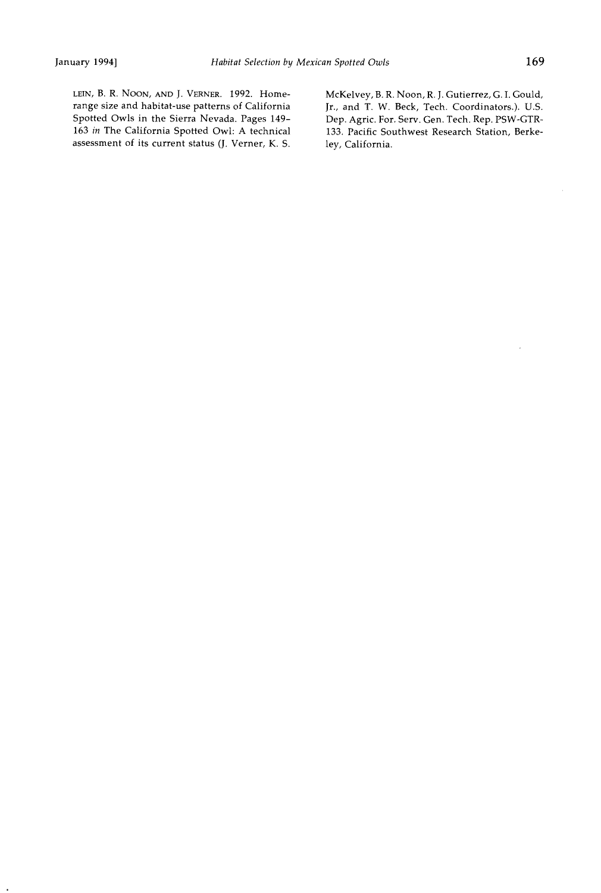LEIN, B. R. NOON, AND J. VERNER. 1992. Home-range size and habitat-use patterns of California Spotted Owls in the Sierra Nevada. Pages 149–163 *in* The California Spotted Owl: A technical assessment of its current status (J. Verner, K. S. McKelvey, B. R. Noon, R. J. Gutierrez, G. I. Gould, Jr., and T. W. Beck, Tech. Coordinators.). U.S. Dep. Agric. For. Serv. Gen. Tech. Rep. PSW-GTR-133. Pacific Southwest Research Station, Berkeley, California.